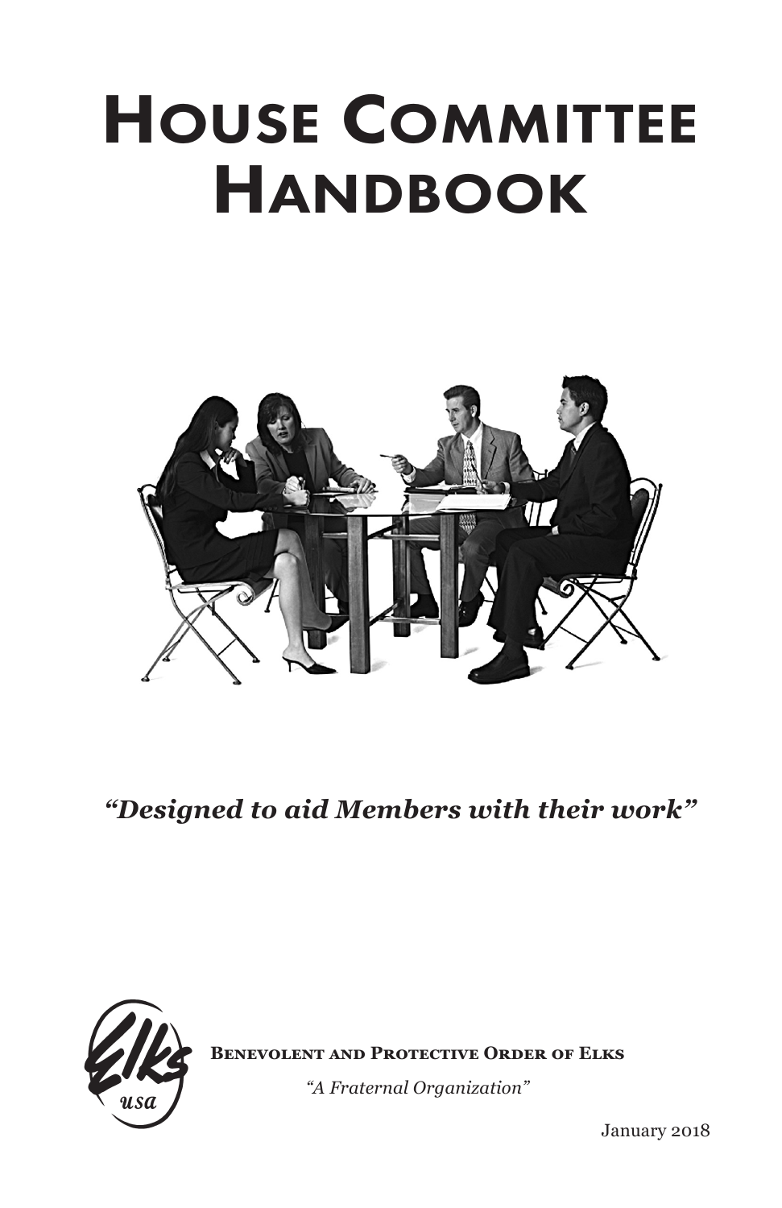# House Committee Handbook

***"Designed to aid Members with their work"***

Elks usa

**Benevolent and Protective Order of Elks**

*"A Fraternal Organization"*

January 2018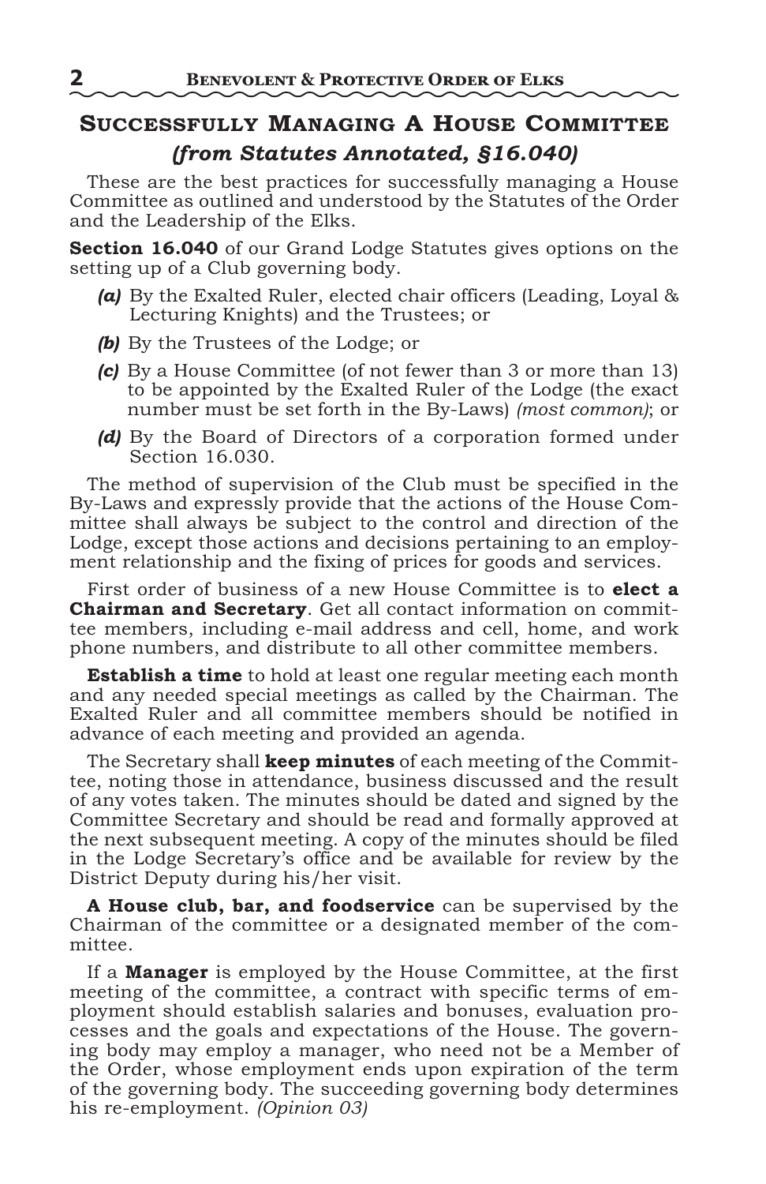## SUCCESSFULLY MANAGING A HOUSE COMMITTEE
### *(from Statutes Annotated, §16.040)*

These are the best practices for successfully managing a House Committee as outlined and understood by the Statutes of the Order and the Leadership of the Elks.

**Section 16.040** of our Grand Lodge Statutes gives options on the setting up of a Club governing body.

- ***(a)*** By the Exalted Ruler, elected chair officers (Leading, Loyal & Lecturing Knights) and the Trustees; or
- ***(b)*** By the Trustees of the Lodge; or
- ***(c)*** By a House Committee (of not fewer than 3 or more than 13) to be appointed by the Exalted Ruler of the Lodge (the exact number must be set forth in the By-Laws) *(most common)*; or
- ***(d)*** By the Board of Directors of a corporation formed under Section 16.030.

The method of supervision of the Club must be specified in the By-Laws and expressly provide that the actions of the House Committee shall always be subject to the control and direction of the Lodge, except those actions and decisions pertaining to an employment relationship and the fixing of prices for goods and services.

First order of business of a new House Committee is to **elect a Chairman and Secretary**. Get all contact information on committee members, including e-mail address and cell, home, and work phone numbers, and distribute to all other committee members.

**Establish a time** to hold at least one regular meeting each month and any needed special meetings as called by the Chairman. The Exalted Ruler and all committee members should be notified in advance of each meeting and provided an agenda.

The Secretary shall **keep minutes** of each meeting of the Committee, noting those in attendance, business discussed and the result of any votes taken. The minutes should be dated and signed by the Committee Secretary and should be read and formally approved at the next subsequent meeting. A copy of the minutes should be filed in the Lodge Secretary's office and be available for review by the District Deputy during his/her visit.

**A House club, bar, and foodservice** can be supervised by the Chairman of the committee or a designated member of the committee.

If a **Manager** is employed by the House Committee, at the first meeting of the committee, a contract with specific terms of employment should establish salaries and bonuses, evaluation processes and the goals and expectations of the House. The governing body may employ a manager, who need not be a Member of the Order, whose employment ends upon expiration of the term of the governing body. The succeeding governing body determines his re-employment. *(Opinion 03)*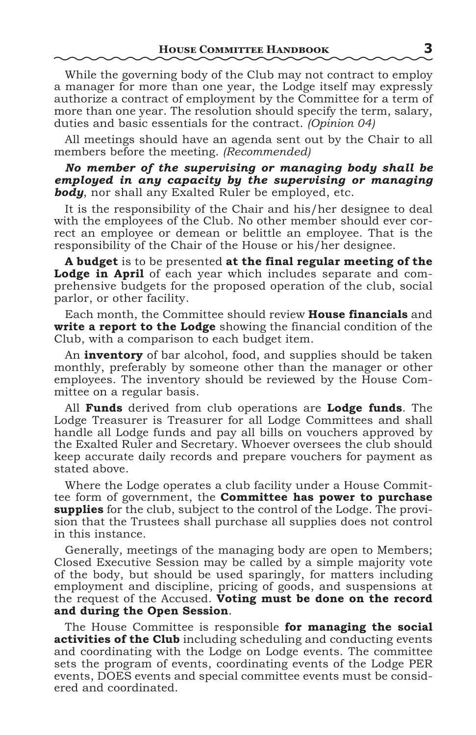While the governing body of the Club may not contract to employ a manager for more than one year, the Lodge itself may expressly authorize a contract of employment by the Committee for a term of more than one year. The resolution should specify the term, salary, duties and basic essentials for the contract. *(Opinion 04)*

All meetings should have an agenda sent out by the Chair to all members before the meeting. *(Recommended)*

***No member of the supervising or managing body shall be employed in any capacity by the supervising or managing body***, nor shall any Exalted Ruler be employed, etc.

It is the responsibility of the Chair and his/her designee to deal with the employees of the Club. No other member should ever correct an employee or demean or belittle an employee. That is the responsibility of the Chair of the House or his/her designee.

**A budget** is to be presented **at the final regular meeting of the Lodge in April** of each year which includes separate and comprehensive budgets for the proposed operation of the club, social parlor, or other facility.

Each month, the Committee should review **House financials** and **write a report to the Lodge** showing the financial condition of the Club, with a comparison to each budget item.

An **inventory** of bar alcohol, food, and supplies should be taken monthly, preferably by someone other than the manager or other employees. The inventory should be reviewed by the House Committee on a regular basis.

All **Funds** derived from club operations are **Lodge funds**. The Lodge Treasurer is Treasurer for all Lodge Committees and shall handle all Lodge funds and pay all bills on vouchers approved by the Exalted Ruler and Secretary. Whoever oversees the club should keep accurate daily records and prepare vouchers for payment as stated above.

Where the Lodge operates a club facility under a House Committee form of government, the **Committee has power to purchase supplies** for the club, subject to the control of the Lodge. The provision that the Trustees shall purchase all supplies does not control in this instance.

Generally, meetings of the managing body are open to Members; Closed Executive Session may be called by a simple majority vote of the body, but should be used sparingly, for matters including employment and discipline, pricing of goods, and suspensions at the request of the Accused. **Voting must be done on the record and during the Open Session**.

The House Committee is responsible **for managing the social activities of the Club** including scheduling and conducting events and coordinating with the Lodge on Lodge events. The committee sets the program of events, coordinating events of the Lodge PER events, DOES events and special committee events must be considered and coordinated.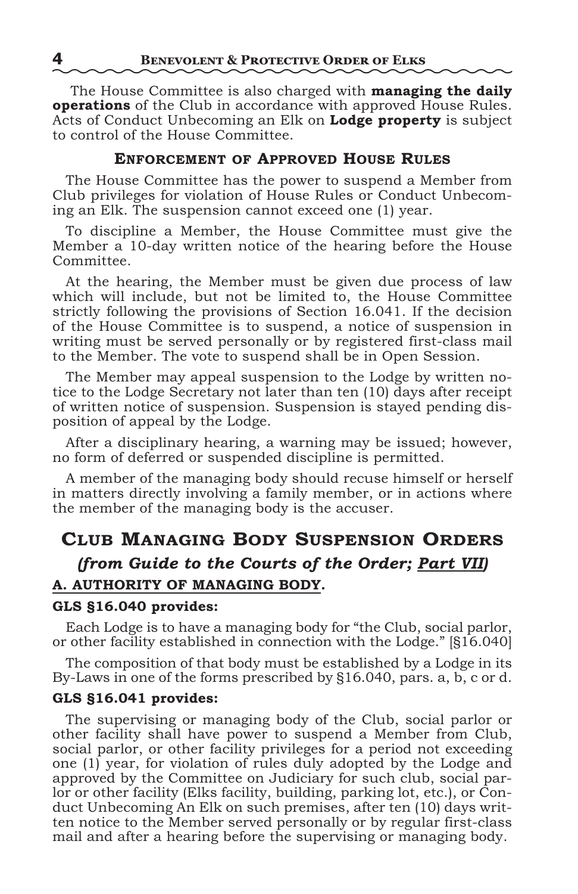The House Committee is also charged with **managing the daily operations** of the Club in accordance with approved House Rules. Acts of Conduct Unbecoming an Elk on **Lodge property** is subject to control of the House Committee.

### Enforcement of Approved House Rules

The House Committee has the power to suspend a Member from Club privileges for violation of House Rules or Conduct Unbecoming an Elk. The suspension cannot exceed one (1) year.

To discipline a Member, the House Committee must give the Member a 10-day written notice of the hearing before the House Committee.

At the hearing, the Member must be given due process of law which will include, but not be limited to, the House Committee strictly following the provisions of Section 16.041. If the decision of the House Committee is to suspend, a notice of suspension in writing must be served personally or by registered first-class mail to the Member. The vote to suspend shall be in Open Session.

The Member may appeal suspension to the Lodge by written notice to the Lodge Secretary not later than ten (10) days after receipt of written notice of suspension. Suspension is stayed pending disposition of appeal by the Lodge.

After a disciplinary hearing, a warning may be issued; however, no form of deferred or suspended discipline is permitted.

A member of the managing body should recuse himself or herself in matters directly involving a family member, or in actions where the member of the managing body is the accuser.

## Club Managing Body Suspension Orders

### *(from Guide to the Courts of the Order; Part VII)*

**A. AUTHORITY OF MANAGING BODY.**

**GLS §16.040 provides:**

Each Lodge is to have a managing body for "the Club, social parlor, or other facility established in connection with the Lodge." [§16.040]

The composition of that body must be established by a Lodge in its By-Laws in one of the forms prescribed by §16.040, pars. a, b, c or d.

**GLS §16.041 provides:**

The supervising or managing body of the Club, social parlor or other facility shall have power to suspend a Member from Club, social parlor, or other facility privileges for a period not exceeding one (1) year, for violation of rules duly adopted by the Lodge and approved by the Committee on Judiciary for such club, social parlor or other facility (Elks facility, building, parking lot, etc.), or Conduct Unbecoming An Elk on such premises, after ten (10) days written notice to the Member served personally or by regular first-class mail and after a hearing before the supervising or managing body.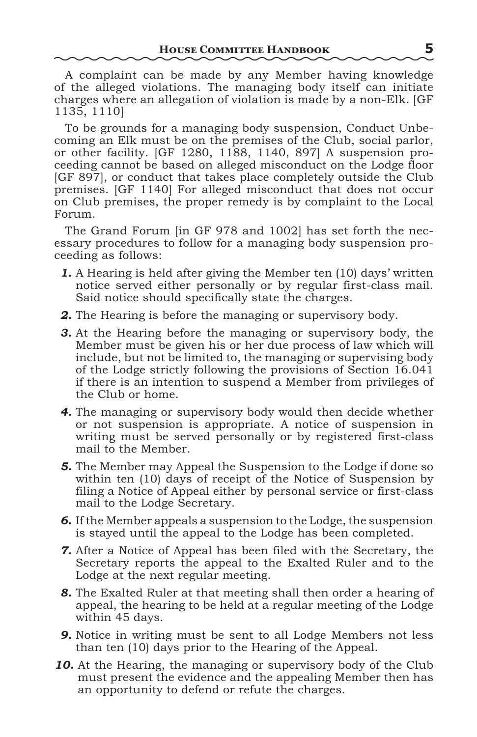A complaint can be made by any Member having knowledge of the alleged violations. The managing body itself can initiate charges where an allegation of violation is made by a non-Elk. [GF 1135, 1110]

To be grounds for a managing body suspension, Conduct Unbecoming an Elk must be on the premises of the Club, social parlor, or other facility. [GF 1280, 1188, 1140, 897] A suspension proceeding cannot be based on alleged misconduct on the Lodge floor [GF 897], or conduct that takes place completely outside the Club premises. [GF 1140] For alleged misconduct that does not occur on Club premises, the proper remedy is by complaint to the Local Forum.

The Grand Forum [in GF 978 and 1002] has set forth the necessary procedures to follow for a managing body suspension proceeding as follows:

1. A Hearing is held after giving the Member ten (10) days' written notice served either personally or by regular first-class mail. Said notice should specifically state the charges.
2. The Hearing is before the managing or supervisory body.
3. At the Hearing before the managing or supervisory body, the Member must be given his or her due process of law which will include, but not be limited to, the managing or supervising body of the Lodge strictly following the provisions of Section 16.041 if there is an intention to suspend a Member from privileges of the Club or home.
4. The managing or supervisory body would then decide whether or not suspension is appropriate. A notice of suspension in writing must be served personally or by registered first-class mail to the Member.
5. The Member may Appeal the Suspension to the Lodge if done so within ten (10) days of receipt of the Notice of Suspension by filing a Notice of Appeal either by personal service or first-class mail to the Lodge Secretary.
6. If the Member appeals a suspension to the Lodge, the suspension is stayed until the appeal to the Lodge has been completed.
7. After a Notice of Appeal has been filed with the Secretary, the Secretary reports the appeal to the Exalted Ruler and to the Lodge at the next regular meeting.
8. The Exalted Ruler at that meeting shall then order a hearing of appeal, the hearing to be held at a regular meeting of the Lodge within 45 days.
9. Notice in writing must be sent to all Lodge Members not less than ten (10) days prior to the Hearing of the Appeal.
10. At the Hearing, the managing or supervisory body of the Club must present the evidence and the appealing Member then has an opportunity to defend or refute the charges.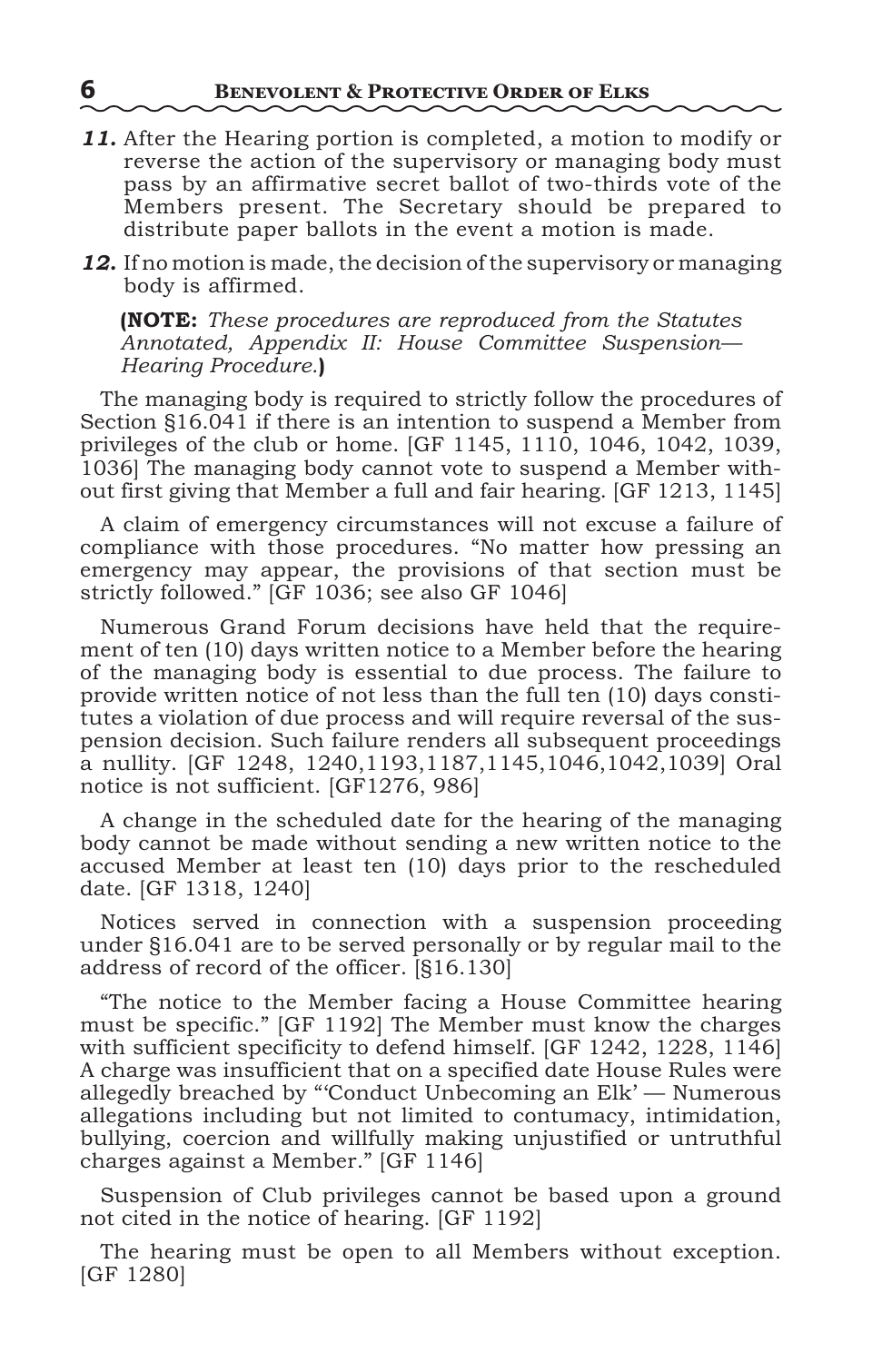***11.*** After the Hearing portion is completed, a motion to modify or reverse the action of the supervisory or managing body must pass by an affirmative secret ballot of two-thirds vote of the Members present. The Secretary should be prepared to distribute paper ballots in the event a motion is made.

***12.*** If no motion is made, the decision of the supervisory or managing body is affirmed.

> **(NOTE:** *These procedures are reproduced from the Statutes Annotated, Appendix II: House Committee Suspension—Hearing Procedure.***)**

The managing body is required to strictly follow the procedures of Section §16.041 if there is an intention to suspend a Member from privileges of the club or home. [GF 1145, 1110, 1046, 1042, 1039, 1036] The managing body cannot vote to suspend a Member without first giving that Member a full and fair hearing. [GF 1213, 1145]

A claim of emergency circumstances will not excuse a failure of compliance with those procedures. "No matter how pressing an emergency may appear, the provisions of that section must be strictly followed." [GF 1036; see also GF 1046]

Numerous Grand Forum decisions have held that the requirement of ten (10) days written notice to a Member before the hearing of the managing body is essential to due process. The failure to provide written notice of not less than the full ten (10) days constitutes a violation of due process and will require reversal of the suspension decision. Such failure renders all subsequent proceedings a nullity. [GF 1248, 1240,1193,1187,1145,1046,1042,1039] Oral notice is not sufficient. [GF1276, 986]

A change in the scheduled date for the hearing of the managing body cannot be made without sending a new written notice to the accused Member at least ten (10) days prior to the rescheduled date. [GF 1318, 1240]

Notices served in connection with a suspension proceeding under §16.041 are to be served personally or by regular mail to the address of record of the officer. [§16.130]

"The notice to the Member facing a House Committee hearing must be specific." [GF 1192] The Member must know the charges with sufficient specificity to defend himself. [GF 1242, 1228, 1146] A charge was insufficient that on a specified date House Rules were allegedly breached by "'Conduct Unbecoming an Elk' — Numerous allegations including but not limited to contumacy, intimidation, bullying, coercion and willfully making unjustified or untruthful charges against a Member." [GF 1146]

Suspension of Club privileges cannot be based upon a ground not cited in the notice of hearing. [GF 1192]

The hearing must be open to all Members without exception. [GF 1280]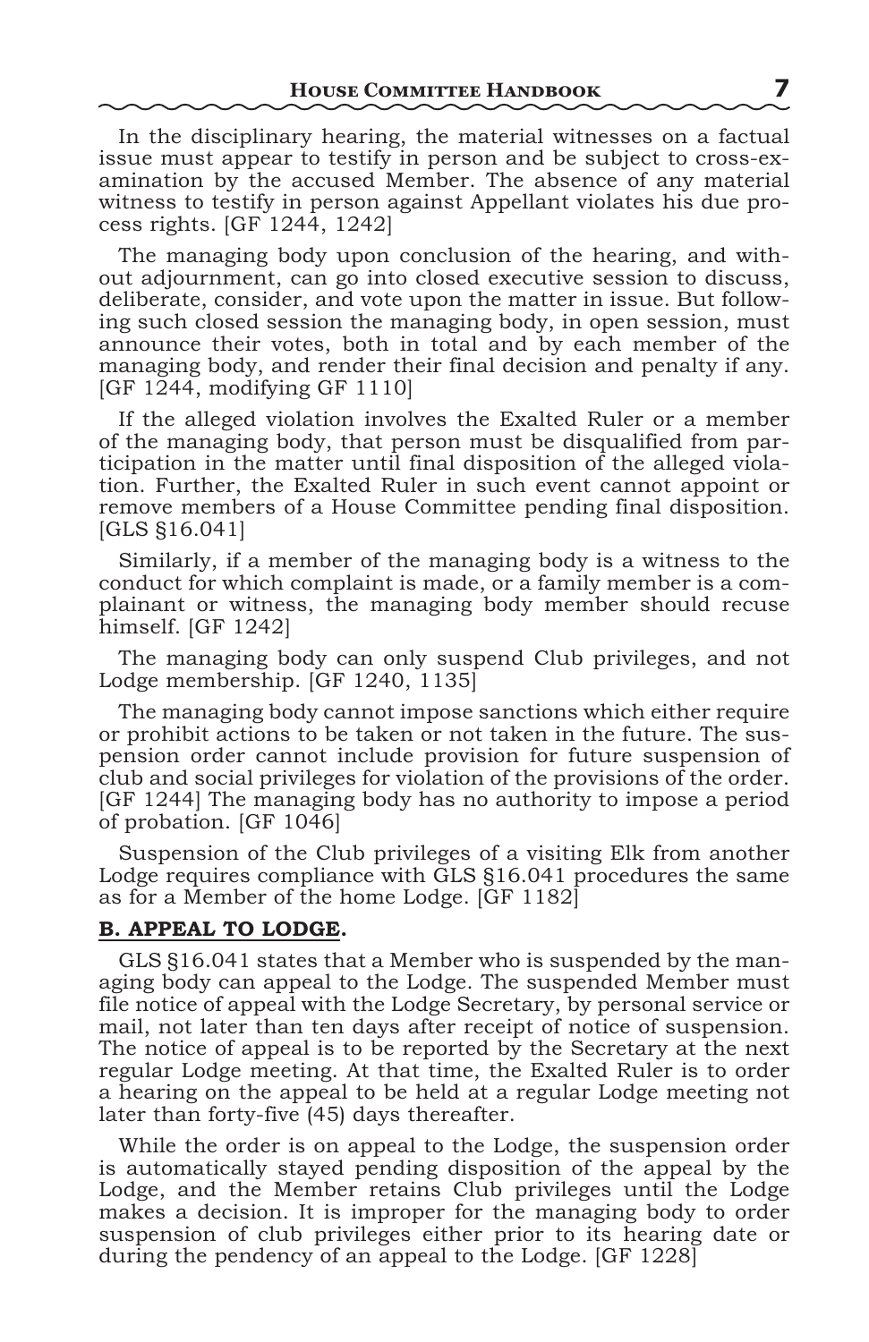In the disciplinary hearing, the material witnesses on a factual issue must appear to testify in person and be subject to cross-examination by the accused Member. The absence of any material witness to testify in person against Appellant violates his due process rights. [GF 1244, 1242]

The managing body upon conclusion of the hearing, and without adjournment, can go into closed executive session to discuss, deliberate, consider, and vote upon the matter in issue. But following such closed session the managing body, in open session, must announce their votes, both in total and by each member of the managing body, and render their final decision and penalty if any. [GF 1244, modifying GF 1110]

If the alleged violation involves the Exalted Ruler or a member of the managing body, that person must be disqualified from participation in the matter until final disposition of the alleged violation. Further, the Exalted Ruler in such event cannot appoint or remove members of a House Committee pending final disposition. [GLS §16.041]

Similarly, if a member of the managing body is a witness to the conduct for which complaint is made, or a family member is a complainant or witness, the managing body member should recuse himself. [GF 1242]

The managing body can only suspend Club privileges, and not Lodge membership. [GF 1240, 1135]

The managing body cannot impose sanctions which either require or prohibit actions to be taken or not taken in the future. The suspension order cannot include provision for future suspension of club and social privileges for violation of the provisions of the order. [GF 1244] The managing body has no authority to impose a period of probation. [GF 1046]

Suspension of the Club privileges of a visiting Elk from another Lodge requires compliance with GLS §16.041 procedures the same as for a Member of the home Lodge. [GF 1182]

**B. APPEAL TO LODGE.**

GLS §16.041 states that a Member who is suspended by the managing body can appeal to the Lodge. The suspended Member must file notice of appeal with the Lodge Secretary, by personal service or mail, not later than ten days after receipt of notice of suspension. The notice of appeal is to be reported by the Secretary at the next regular Lodge meeting. At that time, the Exalted Ruler is to order a hearing on the appeal to be held at a regular Lodge meeting not later than forty-five (45) days thereafter.

While the order is on appeal to the Lodge, the suspension order is automatically stayed pending disposition of the appeal by the Lodge, and the Member retains Club privileges until the Lodge makes a decision. It is improper for the managing body to order suspension of club privileges either prior to its hearing date or during the pendency of an appeal to the Lodge. [GF 1228]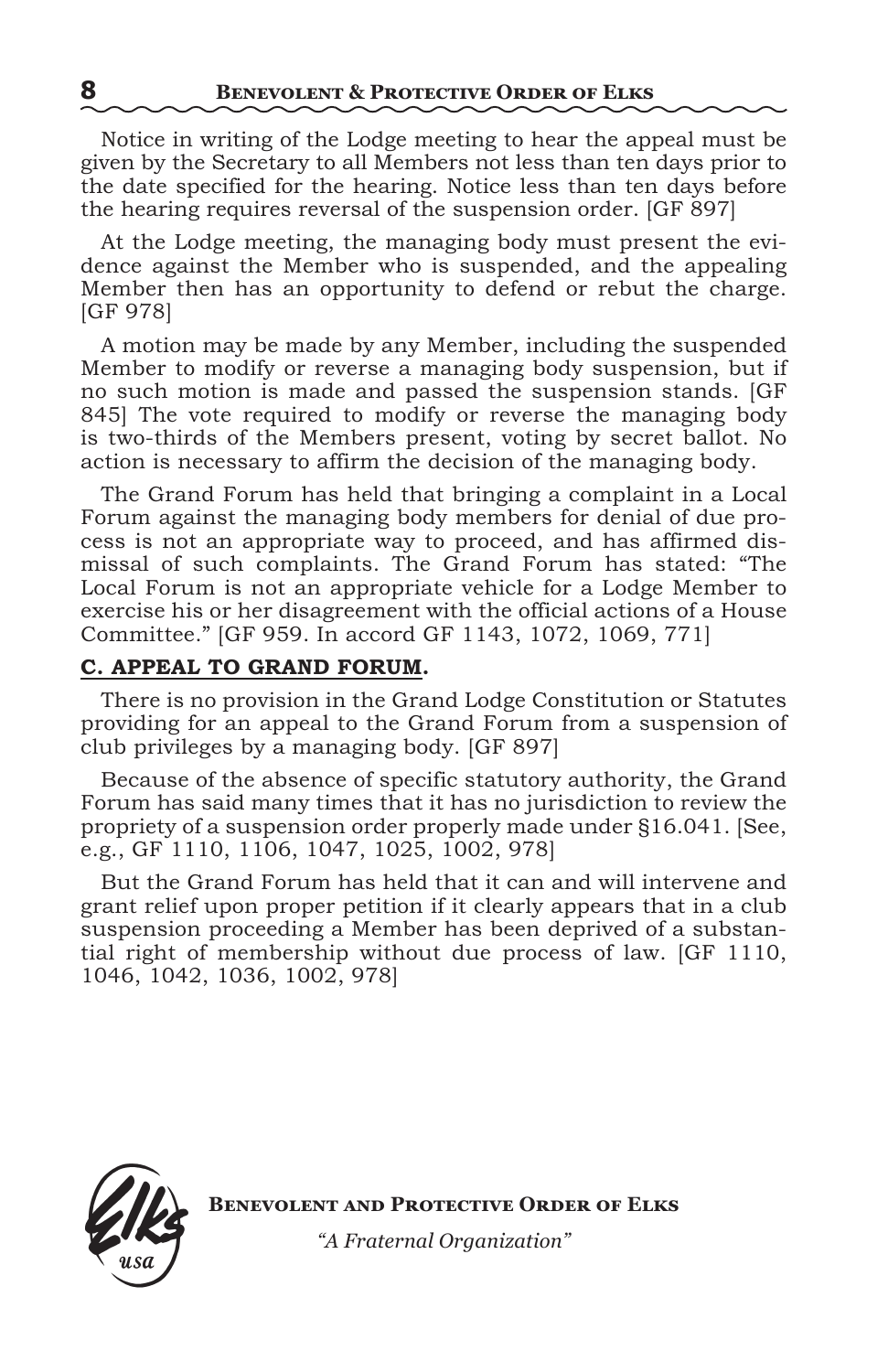Notice in writing of the Lodge meeting to hear the appeal must be given by the Secretary to all Members not less than ten days prior to the date specified for the hearing. Notice less than ten days before the hearing requires reversal of the suspension order. [GF 897]

At the Lodge meeting, the managing body must present the evidence against the Member who is suspended, and the appealing Member then has an opportunity to defend or rebut the charge. [GF 978]

A motion may be made by any Member, including the suspended Member to modify or reverse a managing body suspension, but if no such motion is made and passed the suspension stands. [GF 845] The vote required to modify or reverse the managing body is two-thirds of the Members present, voting by secret ballot. No action is necessary to affirm the decision of the managing body.

The Grand Forum has held that bringing a complaint in a Local Forum against the managing body members for denial of due process is not an appropriate way to proceed, and has affirmed dismissal of such complaints. The Grand Forum has stated: "The Local Forum is not an appropriate vehicle for a Lodge Member to exercise his or her disagreement with the official actions of a House Committee." [GF 959. In accord GF 1143, 1072, 1069, 771]

### C. APPEAL TO GRAND FORUM.

There is no provision in the Grand Lodge Constitution or Statutes providing for an appeal to the Grand Forum from a suspension of club privileges by a managing body. [GF 897]

Because of the absence of specific statutory authority, the Grand Forum has said many times that it has no jurisdiction to review the propriety of a suspension order properly made under §16.041. [See, e.g., GF 1110, 1106, 1047, 1025, 1002, 978]

But the Grand Forum has held that it can and will intervene and grant relief upon proper petition if it clearly appears that in a club suspension proceeding a Member has been deprived of a substantial right of membership without due process of law. [GF 1110, 1046, 1042, 1036, 1002, 978]

**Benevolent and Protective Order of Elks**

*"A Fraternal Organization"*